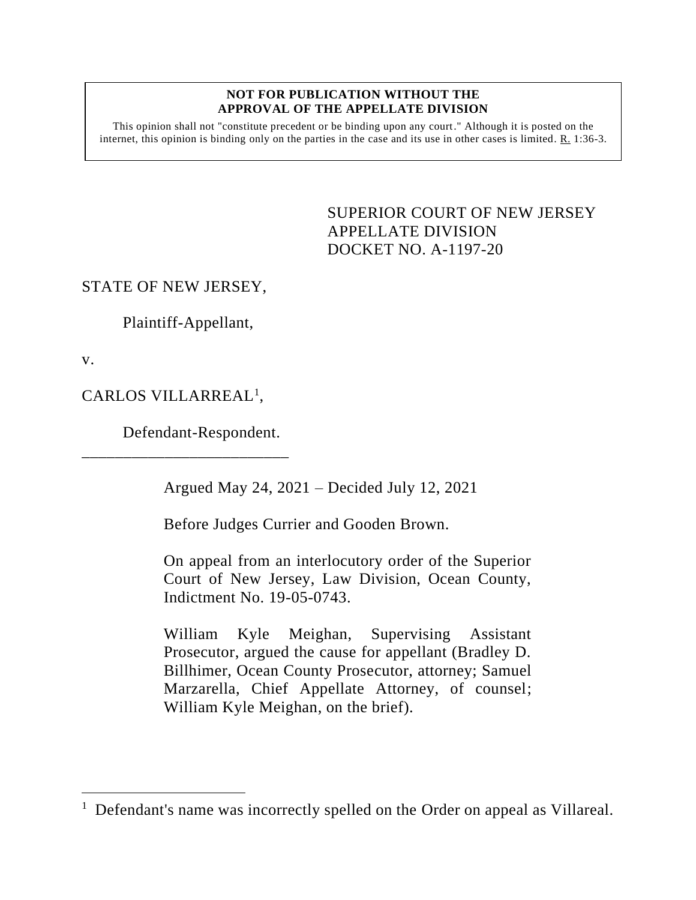**NOT FOR PUBLICATION WITHOUT THE APPROVAL OF THE APPELLATE DIVISION**

This opinion shall not "constitute precedent or be binding upon any court." Although it is posted on the internet, this opinion is binding only on the parties in the case and its use in other cases is limited. R. 1:36-3.

SUPERIOR COURT OF NEW JERSEY
APPELLATE DIVISION
DOCKET NO. A-1197-20

STATE OF NEW JERSEY,

Plaintiff-Appellant,

v.

CARLOS VILLARREAL[1],

Defendant-Respondent.

___________________________

Argued May 24, 2021 – Decided July 12, 2021

Before Judges Currier and Gooden Brown.

On appeal from an interlocutory order of the Superior Court of New Jersey, Law Division, Ocean County, Indictment No. 19-05-0743.

William Kyle Meighan, Supervising Assistant Prosecutor, argued the cause for appellant (Bradley D. Billhimer, Ocean County Prosecutor, attorney; Samuel Marzarella, Chief Appellate Attorney, of counsel; William Kyle Meighan, on the brief).

---

[1] Defendant's name was incorrectly spelled on the Order on appeal as Villareal.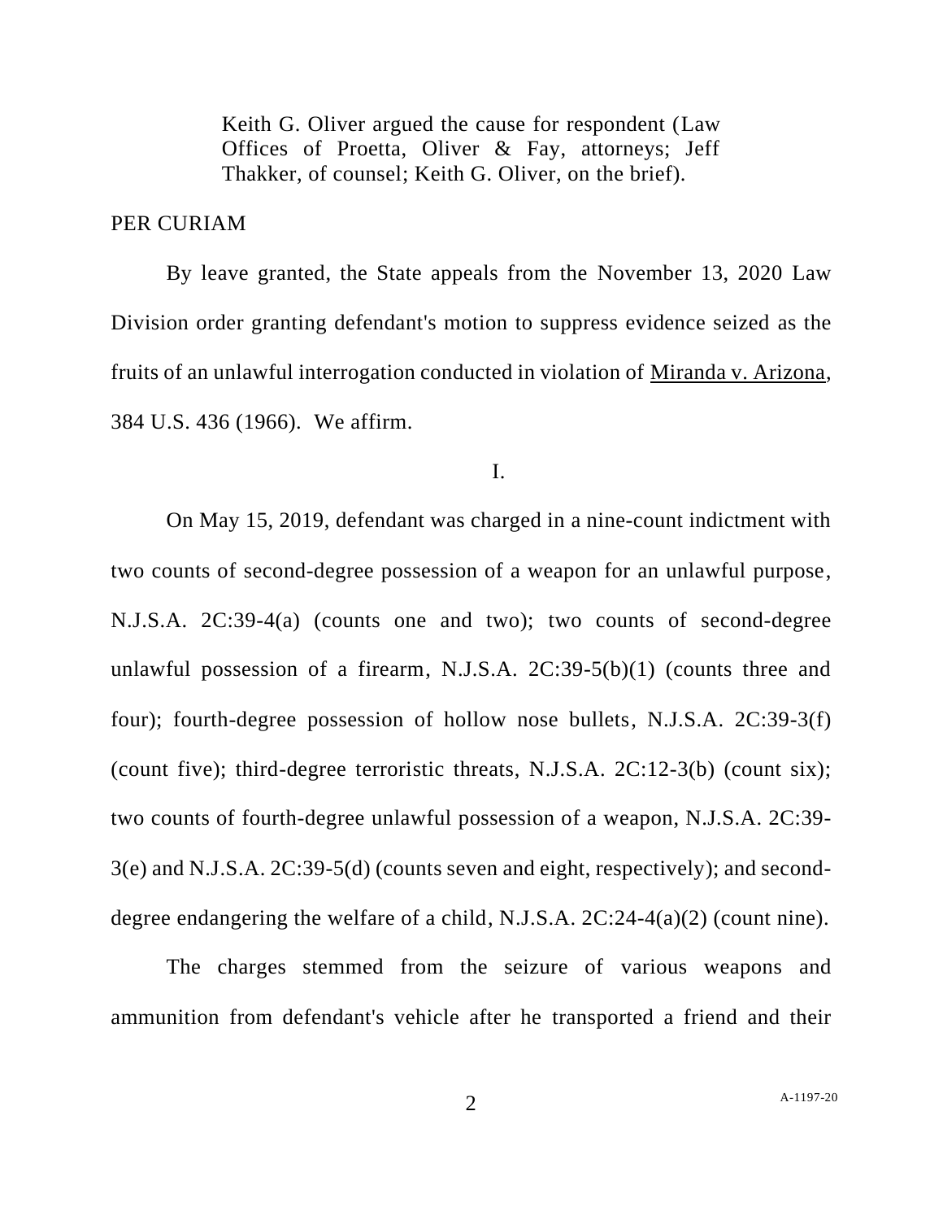Keith G. Oliver argued the cause for respondent (Law Offices of Proetta, Oliver & Fay, attorneys; Jeff Thakker, of counsel; Keith G. Oliver, on the brief).

PER CURIAM

By leave granted, the State appeals from the November 13, 2020 Law Division order granting defendant's motion to suppress evidence seized as the fruits of an unlawful interrogation conducted in violation of Miranda v. Arizona, 384 U.S. 436 (1966). We affirm.

I.

On May 15, 2019, defendant was charged in a nine-count indictment with two counts of second-degree possession of a weapon for an unlawful purpose, N.J.S.A. 2C:39-4(a) (counts one and two); two counts of second-degree unlawful possession of a firearm, N.J.S.A. 2C:39-5(b)(1) (counts three and four); fourth-degree possession of hollow nose bullets, N.J.S.A. 2C:39-3(f) (count five); third-degree terroristic threats, N.J.S.A. 2C:12-3(b) (count six); two counts of fourth-degree unlawful possession of a weapon, N.J.S.A. 2C:39-3(e) and N.J.S.A. 2C:39-5(d) (counts seven and eight, respectively); and second-degree endangering the welfare of a child, N.J.S.A. 2C:24-4(a)(2) (count nine).

The charges stemmed from the seizure of various weapons and ammunition from defendant's vehicle after he transported a friend and their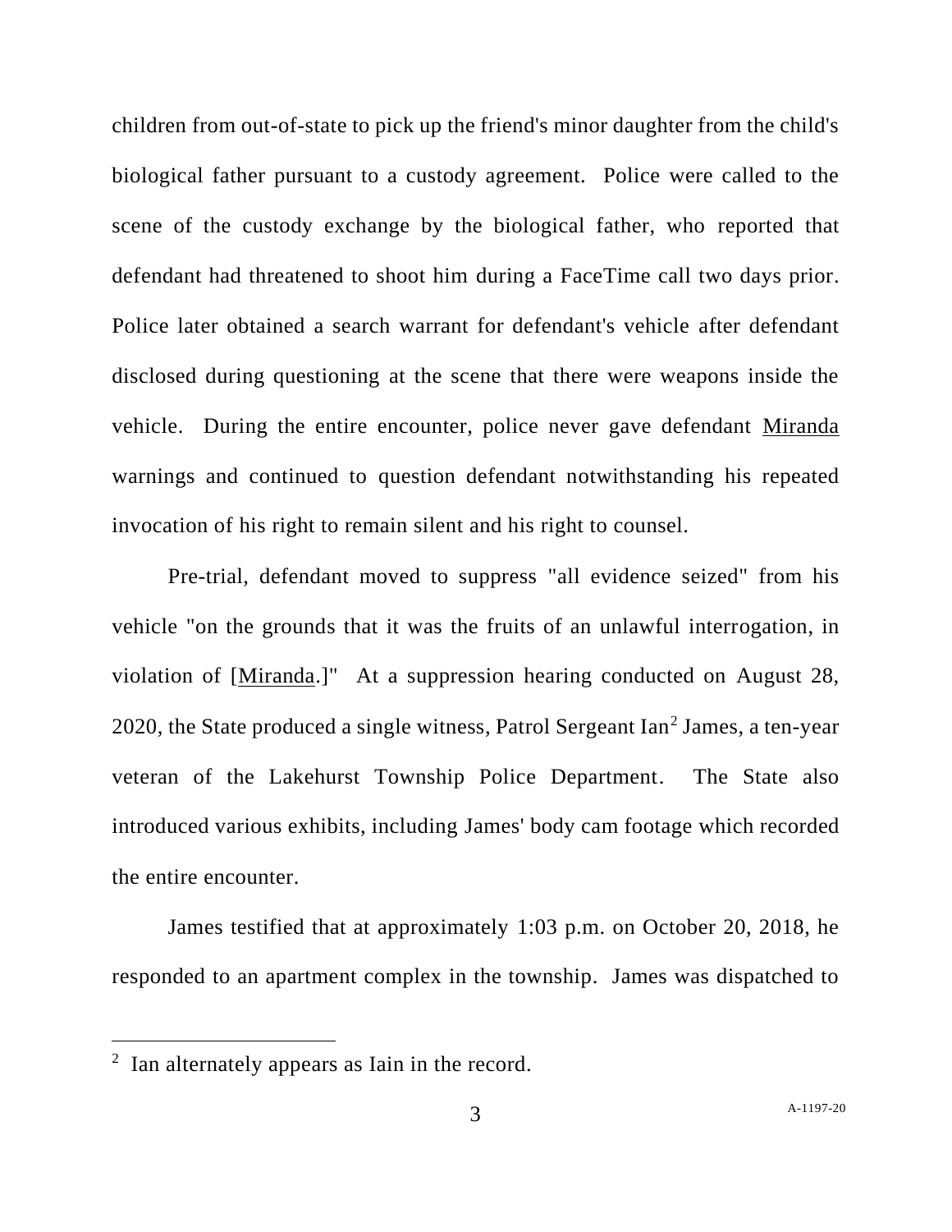children from out-of-state to pick up the friend's minor daughter from the child's biological father pursuant to a custody agreement. Police were called to the scene of the custody exchange by the biological father, who reported that defendant had threatened to shoot him during a FaceTime call two days prior. Police later obtained a search warrant for defendant's vehicle after defendant disclosed during questioning at the scene that there were weapons inside the vehicle. During the entire encounter, police never gave defendant Miranda warnings and continued to question defendant notwithstanding his repeated invocation of his right to remain silent and his right to counsel.

Pre-trial, defendant moved to suppress "all evidence seized" from his vehicle "on the grounds that it was the fruits of an unlawful interrogation, in violation of [Miranda.]" At a suppression hearing conducted on August 28, 2020, the State produced a single witness, Patrol Sergeant Ian[2] James, a ten-year veteran of the Lakehurst Township Police Department. The State also introduced various exhibits, including James' body cam footage which recorded the entire encounter.

James testified that at approximately 1:03 p.m. on October 20, 2018, he responded to an apartment complex in the township. James was dispatched to

---

[2] Ian alternately appears as Iain in the record.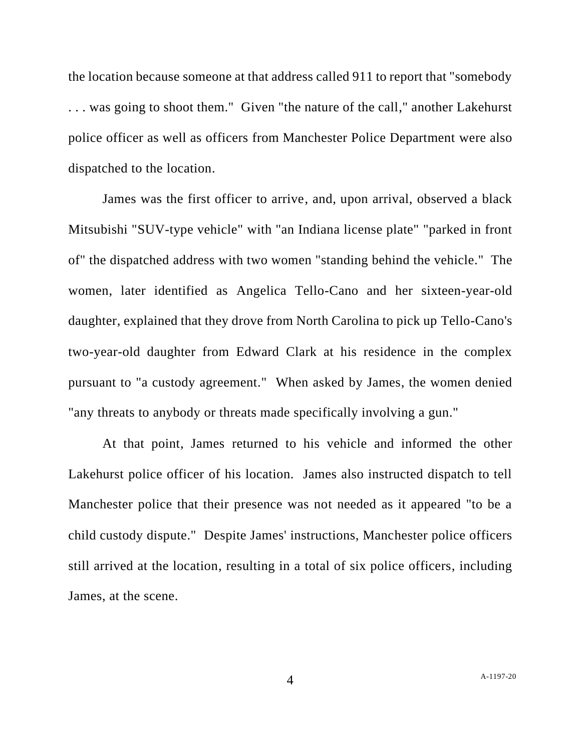the location because someone at that address called 911 to report that "somebody . . . was going to shoot them." Given "the nature of the call," another Lakehurst police officer as well as officers from Manchester Police Department were also dispatched to the location.

James was the first officer to arrive, and, upon arrival, observed a black Mitsubishi "SUV-type vehicle" with "an Indiana license plate" "parked in front of" the dispatched address with two women "standing behind the vehicle." The women, later identified as Angelica Tello-Cano and her sixteen-year-old daughter, explained that they drove from North Carolina to pick up Tello-Cano's two-year-old daughter from Edward Clark at his residence in the complex pursuant to "a custody agreement." When asked by James, the women denied "any threats to anybody or threats made specifically involving a gun."

At that point, James returned to his vehicle and informed the other Lakehurst police officer of his location. James also instructed dispatch to tell Manchester police that their presence was not needed as it appeared "to be a child custody dispute." Despite James' instructions, Manchester police officers still arrived at the location, resulting in a total of six police officers, including James, at the scene.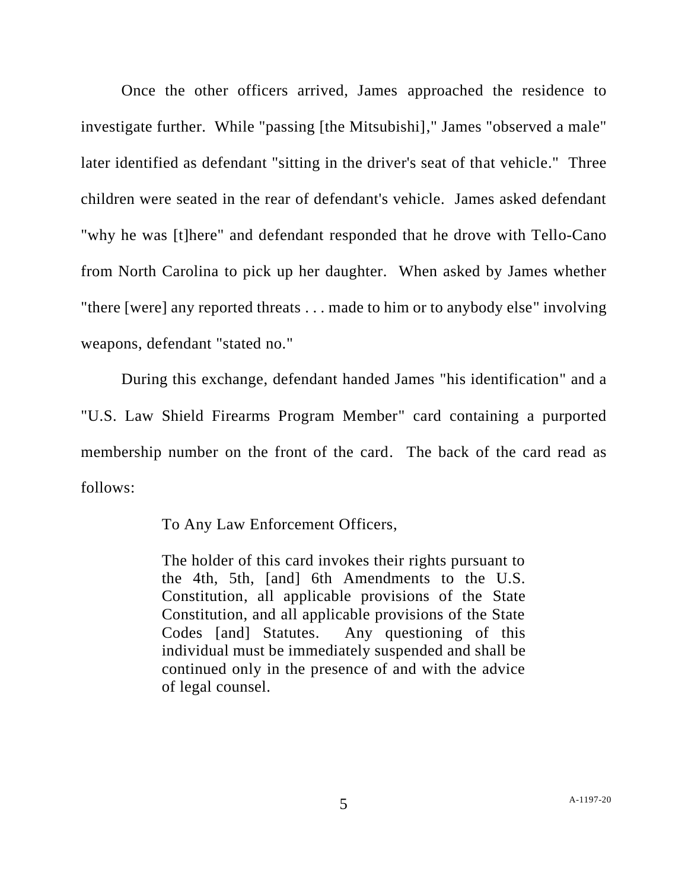Once the other officers arrived, James approached the residence to investigate further. While "passing [the Mitsubishi]," James "observed a male" later identified as defendant "sitting in the driver's seat of that vehicle." Three children were seated in the rear of defendant's vehicle. James asked defendant "why he was [t]here" and defendant responded that he drove with Tello-Cano from North Carolina to pick up her daughter. When asked by James whether "there [were] any reported threats . . . made to him or to anybody else" involving weapons, defendant "stated no."

During this exchange, defendant handed James "his identification" and a "U.S. Law Shield Firearms Program Member" card containing a purported membership number on the front of the card. The back of the card read as follows:

> To Any Law Enforcement Officers,
>
> The holder of this card invokes their rights pursuant to the 4th, 5th, [and] 6th Amendments to the U.S. Constitution, all applicable provisions of the State Constitution, and all applicable provisions of the State Codes [and] Statutes. Any questioning of this individual must be immediately suspended and shall be continued only in the presence of and with the advice of legal counsel.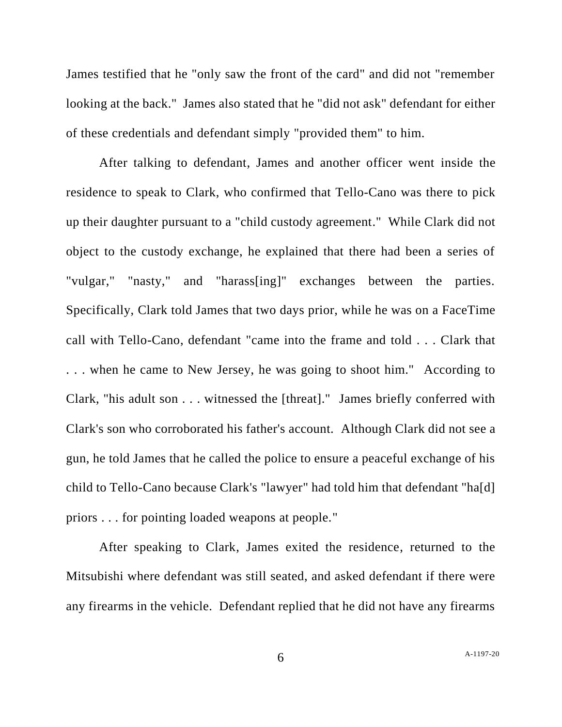James testified that he "only saw the front of the card" and did not "remember looking at the back." James also stated that he "did not ask" defendant for either of these credentials and defendant simply "provided them" to him.

After talking to defendant, James and another officer went inside the residence to speak to Clark, who confirmed that Tello-Cano was there to pick up their daughter pursuant to a "child custody agreement." While Clark did not object to the custody exchange, he explained that there had been a series of "vulgar," "nasty," and "harass[ing]" exchanges between the parties. Specifically, Clark told James that two days prior, while he was on a FaceTime call with Tello-Cano, defendant "came into the frame and told . . . Clark that . . . when he came to New Jersey, he was going to shoot him." According to Clark, "his adult son . . . witnessed the [threat]." James briefly conferred with Clark's son who corroborated his father's account. Although Clark did not see a gun, he told James that he called the police to ensure a peaceful exchange of his child to Tello-Cano because Clark's "lawyer" had told him that defendant "ha[d] priors . . . for pointing loaded weapons at people."

After speaking to Clark, James exited the residence, returned to the Mitsubishi where defendant was still seated, and asked defendant if there were any firearms in the vehicle. Defendant replied that he did not have any firearms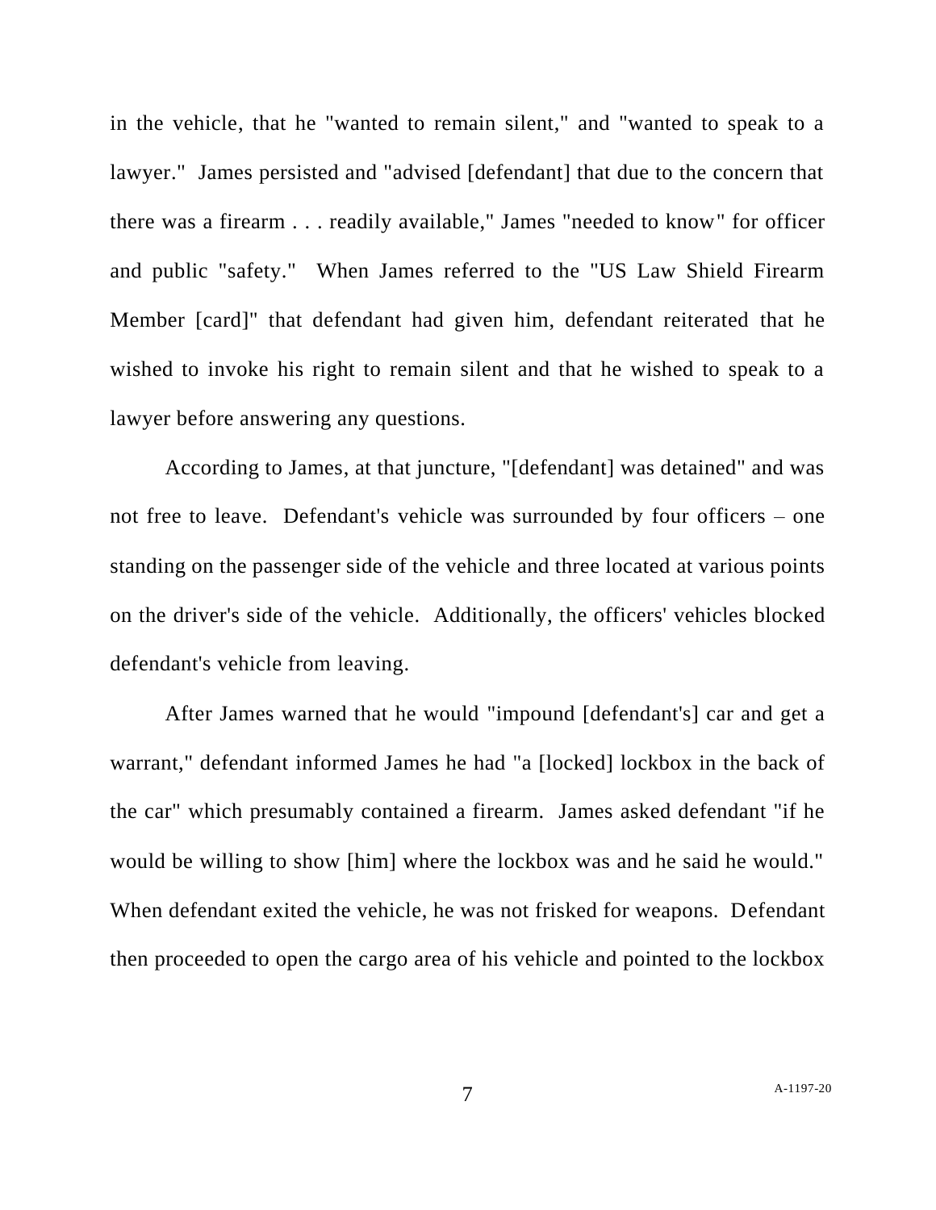in the vehicle, that he "wanted to remain silent," and "wanted to speak to a lawyer." James persisted and "advised [defendant] that due to the concern that there was a firearm . . . readily available," James "needed to know" for officer and public "safety." When James referred to the "US Law Shield Firearm Member [card]" that defendant had given him, defendant reiterated that he wished to invoke his right to remain silent and that he wished to speak to a lawyer before answering any questions.

According to James, at that juncture, "[defendant] was detained" and was not free to leave. Defendant's vehicle was surrounded by four officers – one standing on the passenger side of the vehicle and three located at various points on the driver's side of the vehicle. Additionally, the officers' vehicles blocked defendant's vehicle from leaving.

After James warned that he would "impound [defendant's] car and get a warrant," defendant informed James he had "a [locked] lockbox in the back of the car" which presumably contained a firearm. James asked defendant "if he would be willing to show [him] where the lockbox was and he said he would." When defendant exited the vehicle, he was not frisked for weapons. Defendant then proceeded to open the cargo area of his vehicle and pointed to the lockbox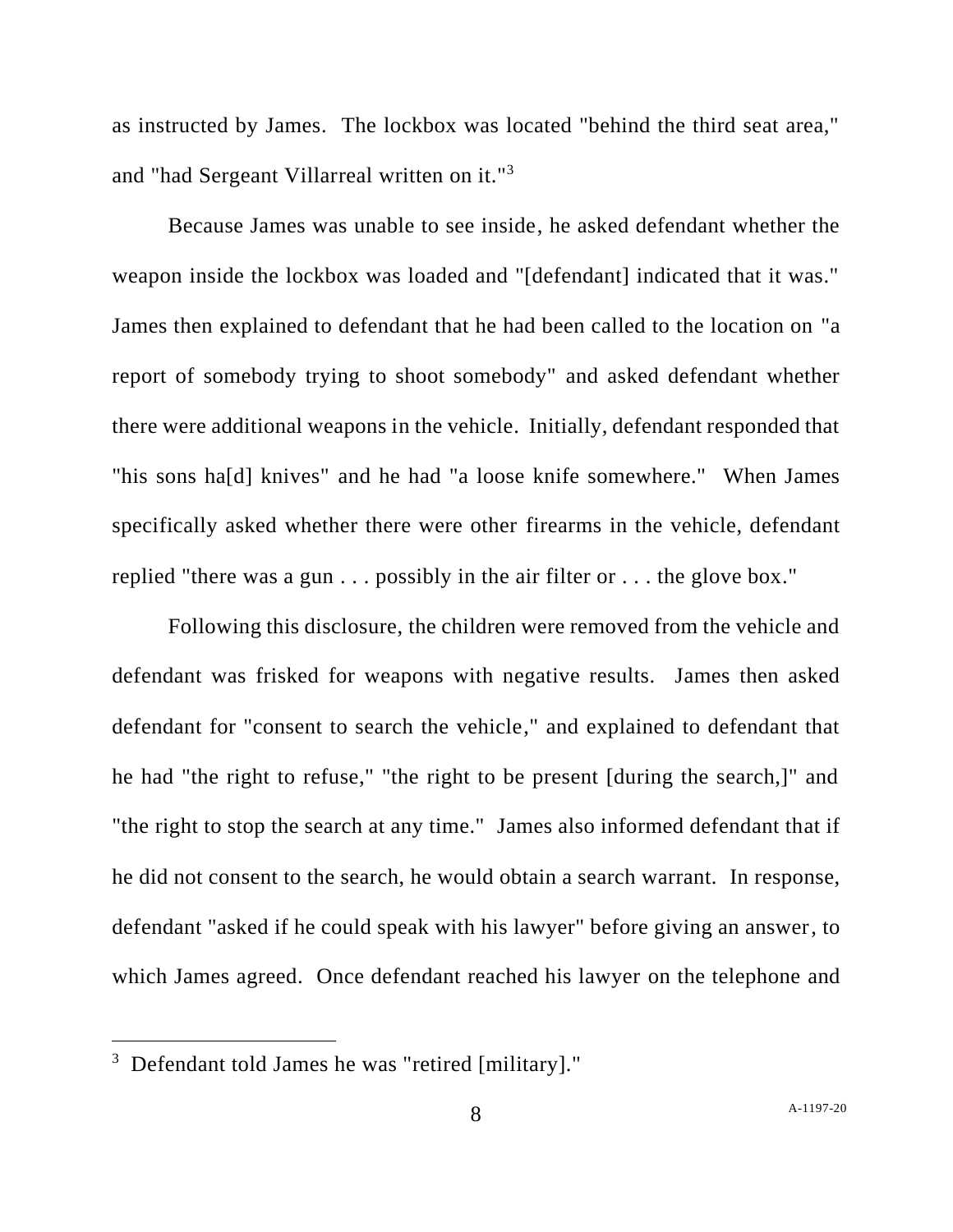as instructed by James. The lockbox was located "behind the third seat area," and "had Sergeant Villarreal written on it."[3]

Because James was unable to see inside, he asked defendant whether the weapon inside the lockbox was loaded and "[defendant] indicated that it was." James then explained to defendant that he had been called to the location on "a report of somebody trying to shoot somebody" and asked defendant whether there were additional weapons in the vehicle. Initially, defendant responded that "his sons ha[d] knives" and he had "a loose knife somewhere." When James specifically asked whether there were other firearms in the vehicle, defendant replied "there was a gun . . . possibly in the air filter or . . . the glove box."

Following this disclosure, the children were removed from the vehicle and defendant was frisked for weapons with negative results. James then asked defendant for "consent to search the vehicle," and explained to defendant that he had "the right to refuse," "the right to be present [during the search,]" and "the right to stop the search at any time." James also informed defendant that if he did not consent to the search, he would obtain a search warrant. In response, defendant "asked if he could speak with his lawyer" before giving an answer, to which James agreed. Once defendant reached his lawyer on the telephone and

---

[3] Defendant told James he was "retired [military]."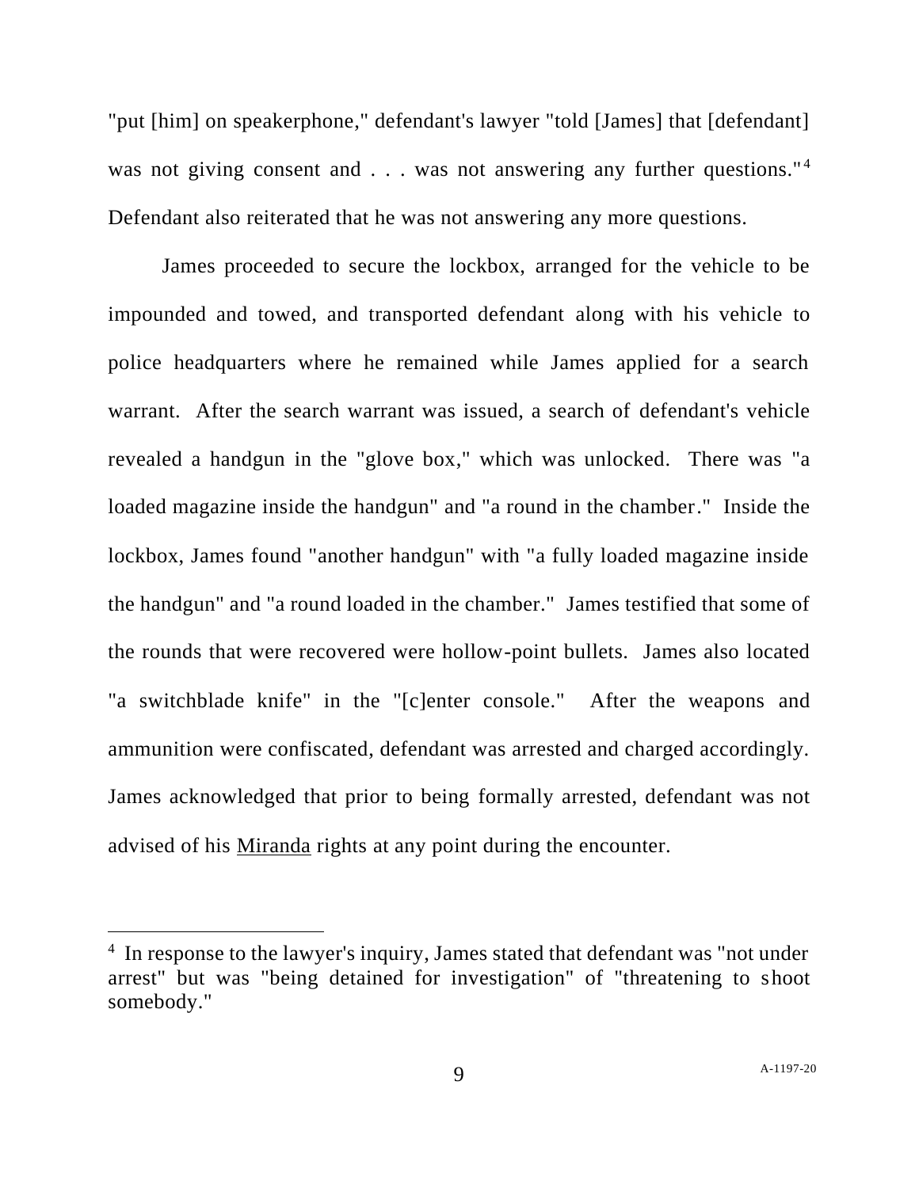"put [him] on speakerphone," defendant's lawyer "told [James] that [defendant] was not giving consent and . . . was not answering any further questions."[4] Defendant also reiterated that he was not answering any more questions.

James proceeded to secure the lockbox, arranged for the vehicle to be impounded and towed, and transported defendant along with his vehicle to police headquarters where he remained while James applied for a search warrant. After the search warrant was issued, a search of defendant's vehicle revealed a handgun in the "glove box," which was unlocked. There was "a loaded magazine inside the handgun" and "a round in the chamber." Inside the lockbox, James found "another handgun" with "a fully loaded magazine inside the handgun" and "a round loaded in the chamber." James testified that some of the rounds that were recovered were hollow-point bullets. James also located "a switchblade knife" in the "[c]enter console." After the weapons and ammunition were confiscated, defendant was arrested and charged accordingly. James acknowledged that prior to being formally arrested, defendant was not advised of his Miranda rights at any point during the encounter.

---

[4] In response to the lawyer's inquiry, James stated that defendant was "not under arrest" but was "being detained for investigation" of "threatening to shoot somebody."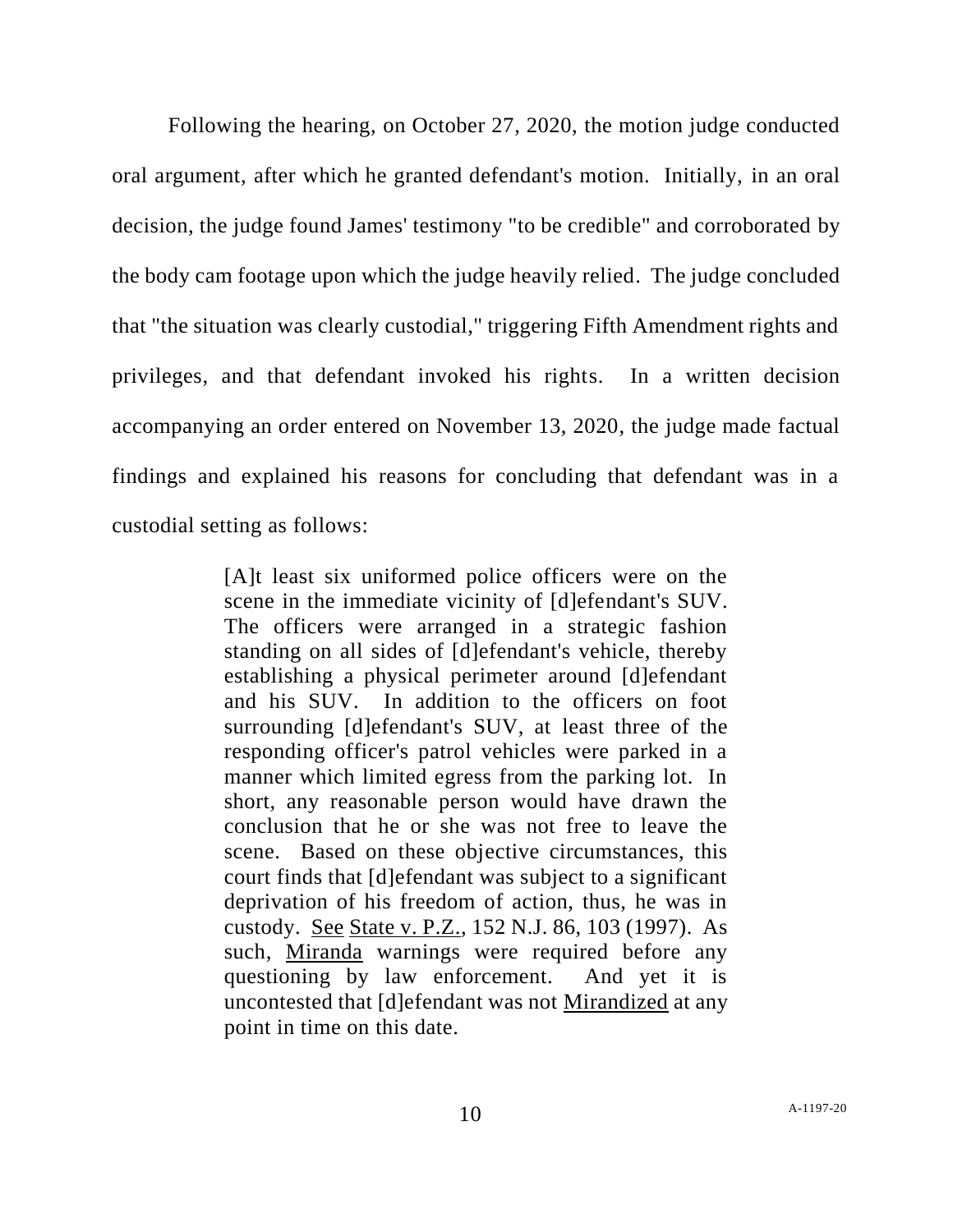Following the hearing, on October 27, 2020, the motion judge conducted oral argument, after which he granted defendant's motion. Initially, in an oral decision, the judge found James' testimony "to be credible" and corroborated by the body cam footage upon which the judge heavily relied. The judge concluded that "the situation was clearly custodial," triggering Fifth Amendment rights and privileges, and that defendant invoked his rights. In a written decision accompanying an order entered on November 13, 2020, the judge made factual findings and explained his reasons for concluding that defendant was in a custodial setting as follows:

> [A]t least six uniformed police officers were on the scene in the immediate vicinity of [d]efendant's SUV. The officers were arranged in a strategic fashion standing on all sides of [d]efendant's vehicle, thereby establishing a physical perimeter around [d]efendant and his SUV. In addition to the officers on foot surrounding [d]efendant's SUV, at least three of the responding officer's patrol vehicles were parked in a manner which limited egress from the parking lot. In short, any reasonable person would have drawn the conclusion that he or she was not free to leave the scene. Based on these objective circumstances, this court finds that [d]efendant was subject to a significant deprivation of his freedom of action, thus, he was in custody. See State v. P.Z., 152 N.J. 86, 103 (1997). As such, Miranda warnings were required before any questioning by law enforcement. And yet it is uncontested that [d]efendant was not Mirandized at any point in time on this date.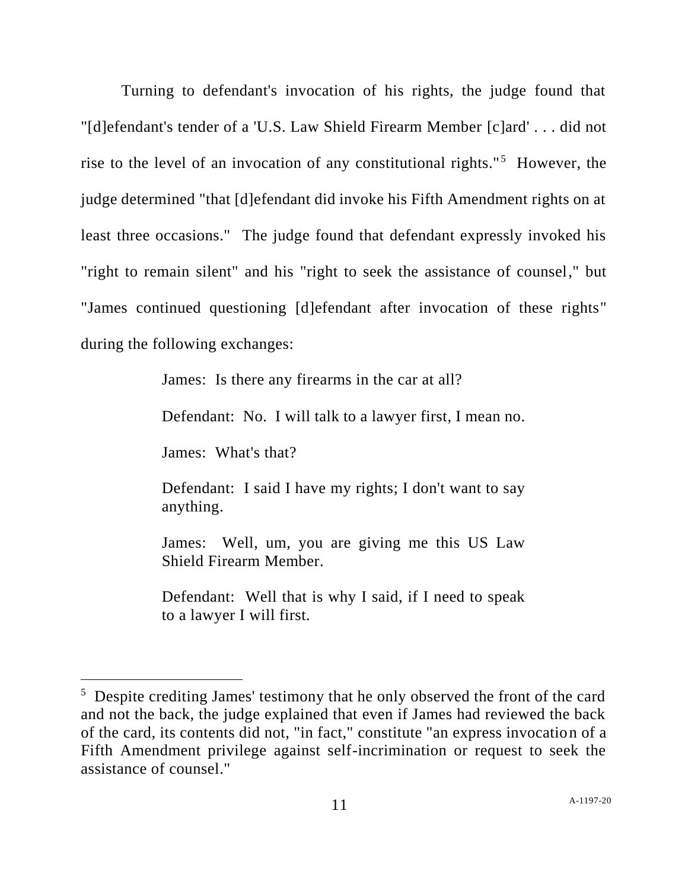Turning to defendant's invocation of his rights, the judge found that "[d]efendant's tender of a 'U.S. Law Shield Firearm Member [c]ard' . . . did not rise to the level of an invocation of any constitutional rights."[5] However, the judge determined "that [d]efendant did invoke his Fifth Amendment rights on at least three occasions." The judge found that defendant expressly invoked his "right to remain silent" and his "right to seek the assistance of counsel," but "James continued questioning [d]efendant after invocation of these rights" during the following exchanges:

> James: Is there any firearms in the car at all?
>
> Defendant: No. I will talk to a lawyer first, I mean no.
>
> James: What's that?
>
> Defendant: I said I have my rights; I don't want to say anything.
>
> James: Well, um, you are giving me this US Law Shield Firearm Member.
>
> Defendant: Well that is why I said, if I need to speak to a lawyer I will first.

---

[5] Despite crediting James' testimony that he only observed the front of the card and not the back, the judge explained that even if James had reviewed the back of the card, its contents did not, "in fact," constitute "an express invocation of a Fifth Amendment privilege against self-incrimination or request to seek the assistance of counsel."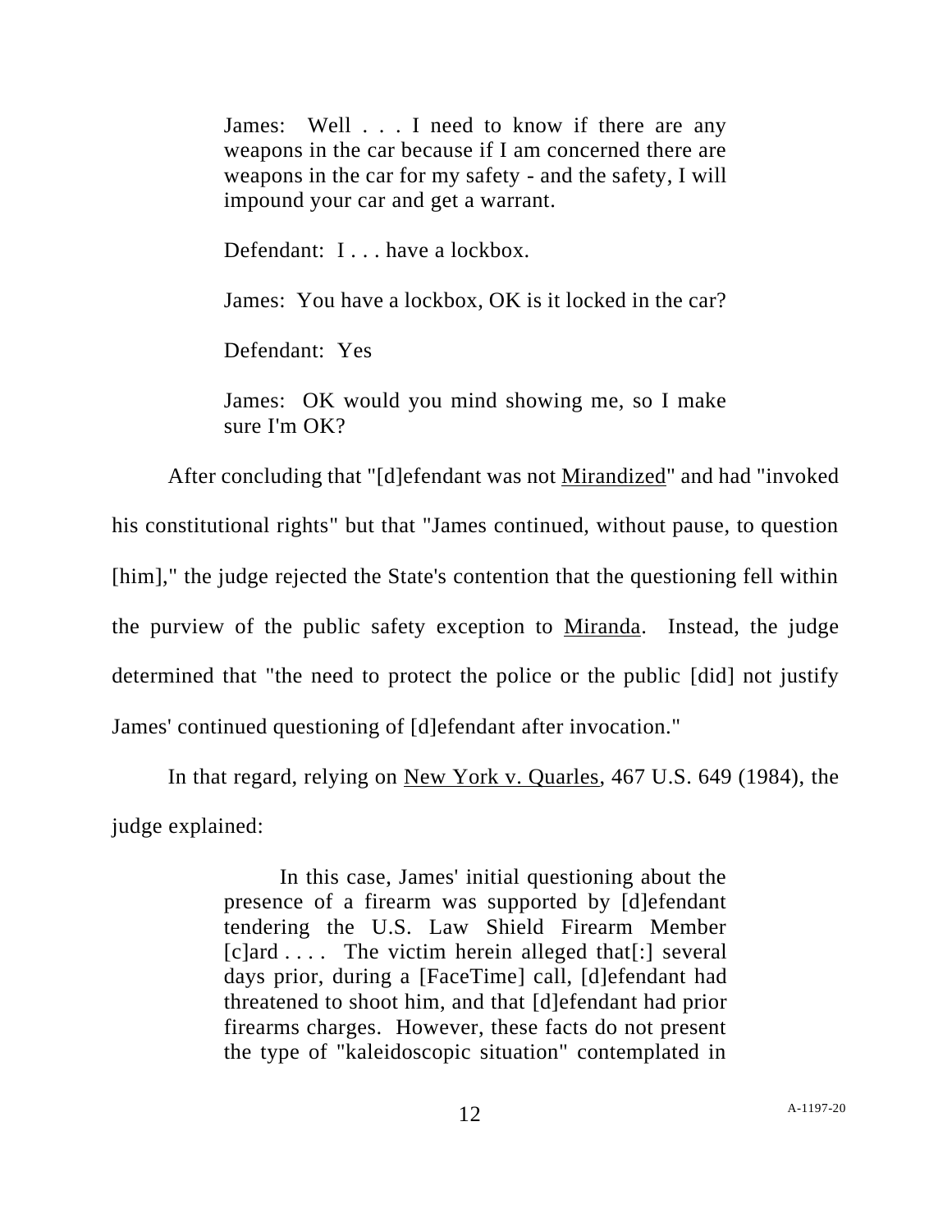> James: Well . . . I need to know if there are any weapons in the car because if I am concerned there are weapons in the car for my safety - and the safety, I will impound your car and get a warrant.
>
> Defendant: I . . . have a lockbox.
>
> James: You have a lockbox, OK is it locked in the car?
>
> Defendant: Yes
>
> James: OK would you mind showing me, so I make sure I'm OK?

After concluding that "[d]efendant was not Mirandized" and had "invoked his constitutional rights" but that "James continued, without pause, to question [him]," the judge rejected the State's contention that the questioning fell within the purview of the public safety exception to Miranda. Instead, the judge determined that "the need to protect the police or the public [did] not justify James' continued questioning of [d]efendant after invocation."

In that regard, relying on New York v. Quarles, 467 U.S. 649 (1984), the judge explained:

> In this case, James' initial questioning about the presence of a firearm was supported by [d]efendant tendering the U.S. Law Shield Firearm Member [c]ard . . . . The victim herein alleged that[:] several days prior, during a [FaceTime] call, [d]efendant had threatened to shoot him, and that [d]efendant had prior firearms charges. However, these facts do not present the type of "kaleidoscopic situation" contemplated in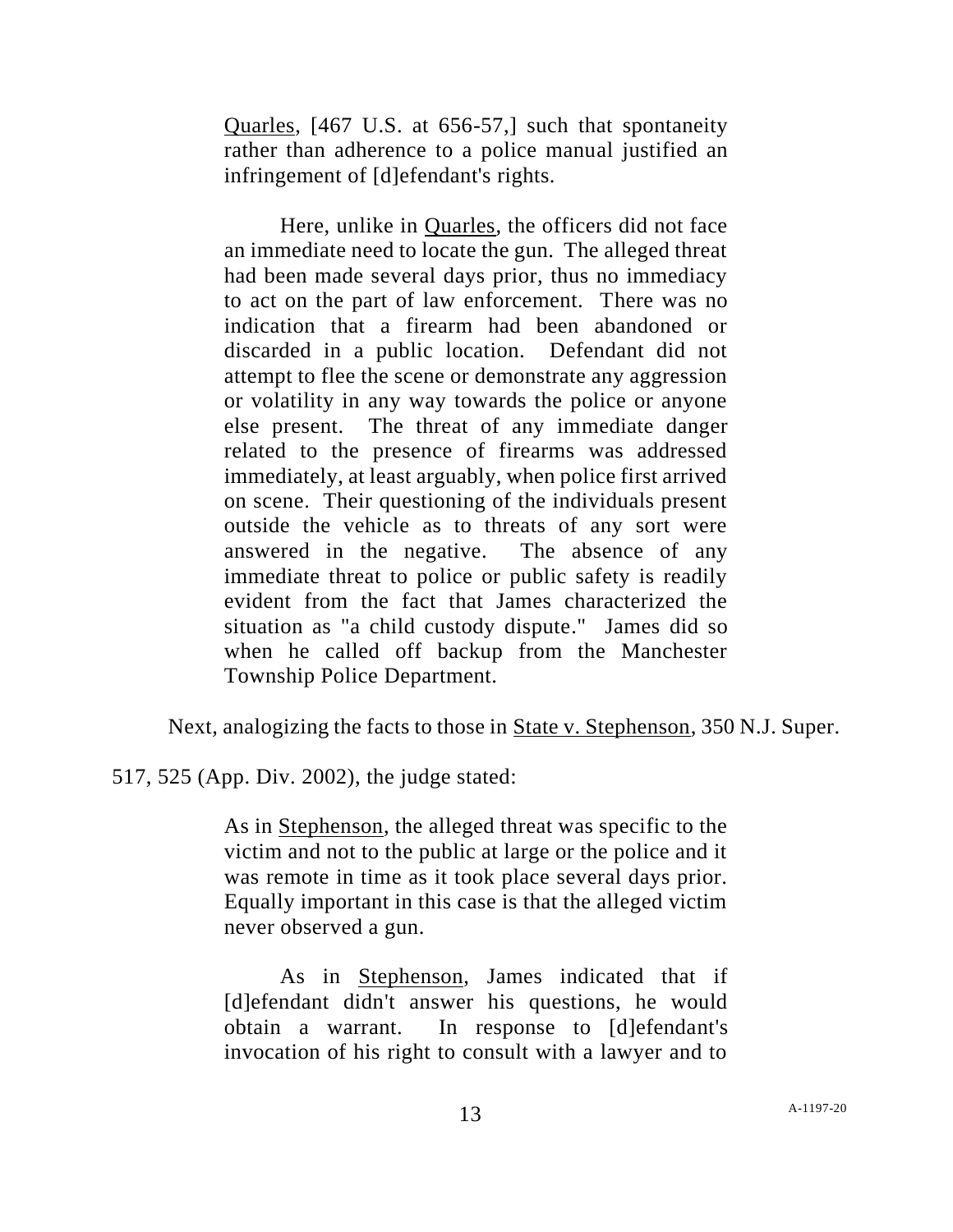> Quarles, [467 U.S. at 656-57,] such that spontaneity rather than adherence to a police manual justified an infringement of [d]efendant's rights.
>
> Here, unlike in Quarles, the officers did not face an immediate need to locate the gun. The alleged threat had been made several days prior, thus no immediacy to act on the part of law enforcement. There was no indication that a firearm had been abandoned or discarded in a public location. Defendant did not attempt to flee the scene or demonstrate any aggression or volatility in any way towards the police or anyone else present. The threat of any immediate danger related to the presence of firearms was addressed immediately, at least arguably, when police first arrived on scene. Their questioning of the individuals present outside the vehicle as to threats of any sort were answered in the negative. The absence of any immediate threat to police or public safety is readily evident from the fact that James characterized the situation as "a child custody dispute." James did so when he called off backup from the Manchester Township Police Department.

Next, analogizing the facts to those in State v. Stephenson, 350 N.J. Super. 517, 525 (App. Div. 2002), the judge stated:

> As in Stephenson, the alleged threat was specific to the victim and not to the public at large or the police and it was remote in time as it took place several days prior. Equally important in this case is that the alleged victim never observed a gun.
>
> As in Stephenson, James indicated that if [d]efendant didn't answer his questions, he would obtain a warrant. In response to [d]efendant's invocation of his right to consult with a lawyer and to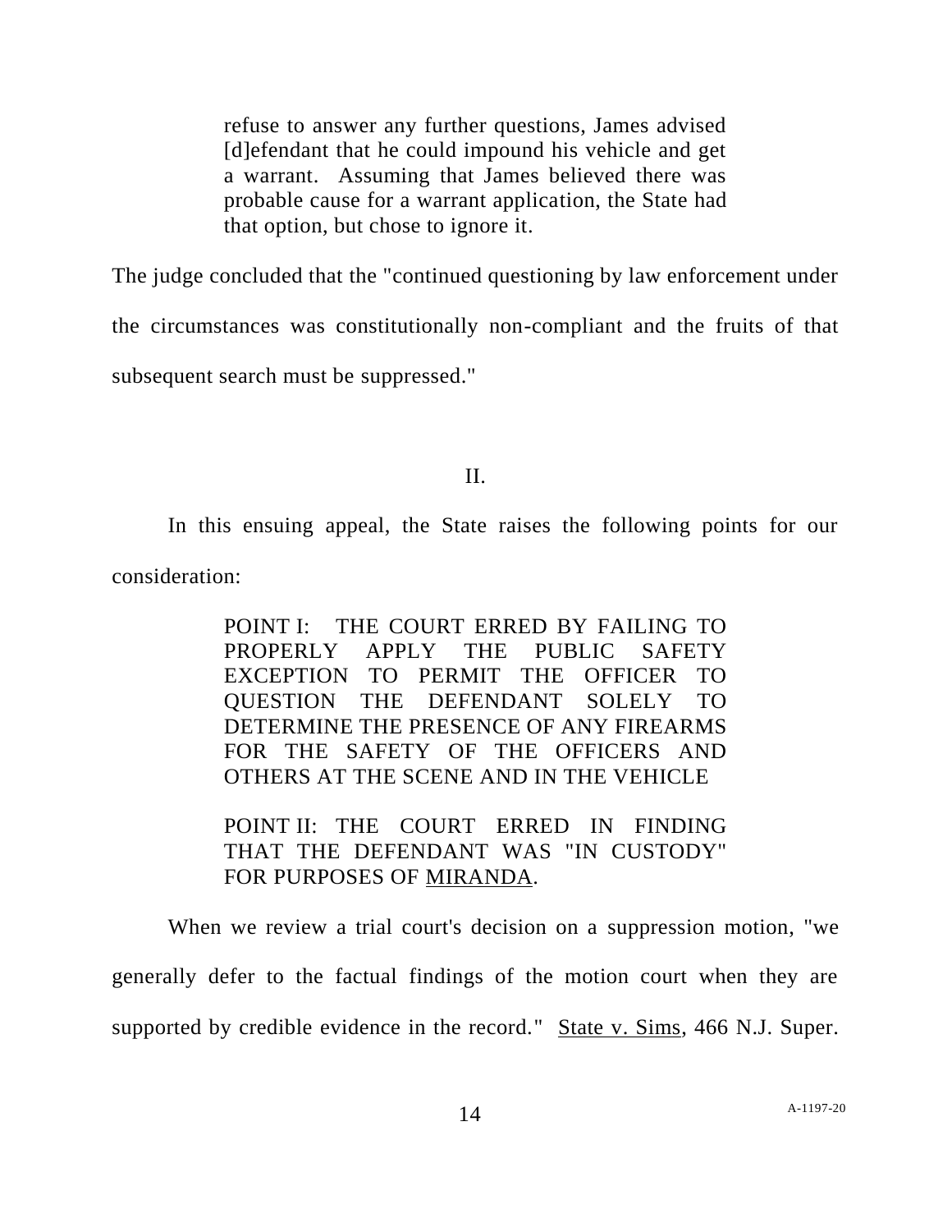> refuse to answer any further questions, James advised [d]efendant that he could impound his vehicle and get a warrant. Assuming that James believed there was probable cause for a warrant application, the State had that option, but chose to ignore it.

The judge concluded that the "continued questioning by law enforcement under the circumstances was constitutionally non-compliant and the fruits of that subsequent search must be suppressed."

## II.

In this ensuing appeal, the State raises the following points for our consideration:

> POINT I: THE COURT ERRED BY FAILING TO PROPERLY APPLY THE PUBLIC SAFETY EXCEPTION TO PERMIT THE OFFICER TO QUESTION THE DEFENDANT SOLELY TO DETERMINE THE PRESENCE OF ANY FIREARMS FOR THE SAFETY OF THE OFFICERS AND OTHERS AT THE SCENE AND IN THE VEHICLE
>
> POINT II: THE COURT ERRED IN FINDING THAT THE DEFENDANT WAS "IN CUSTODY" FOR PURPOSES OF MIRANDA.

When we review a trial court's decision on a suppression motion, "we generally defer to the factual findings of the motion court when they are supported by credible evidence in the record." State v. Sims, 466 N.J. Super.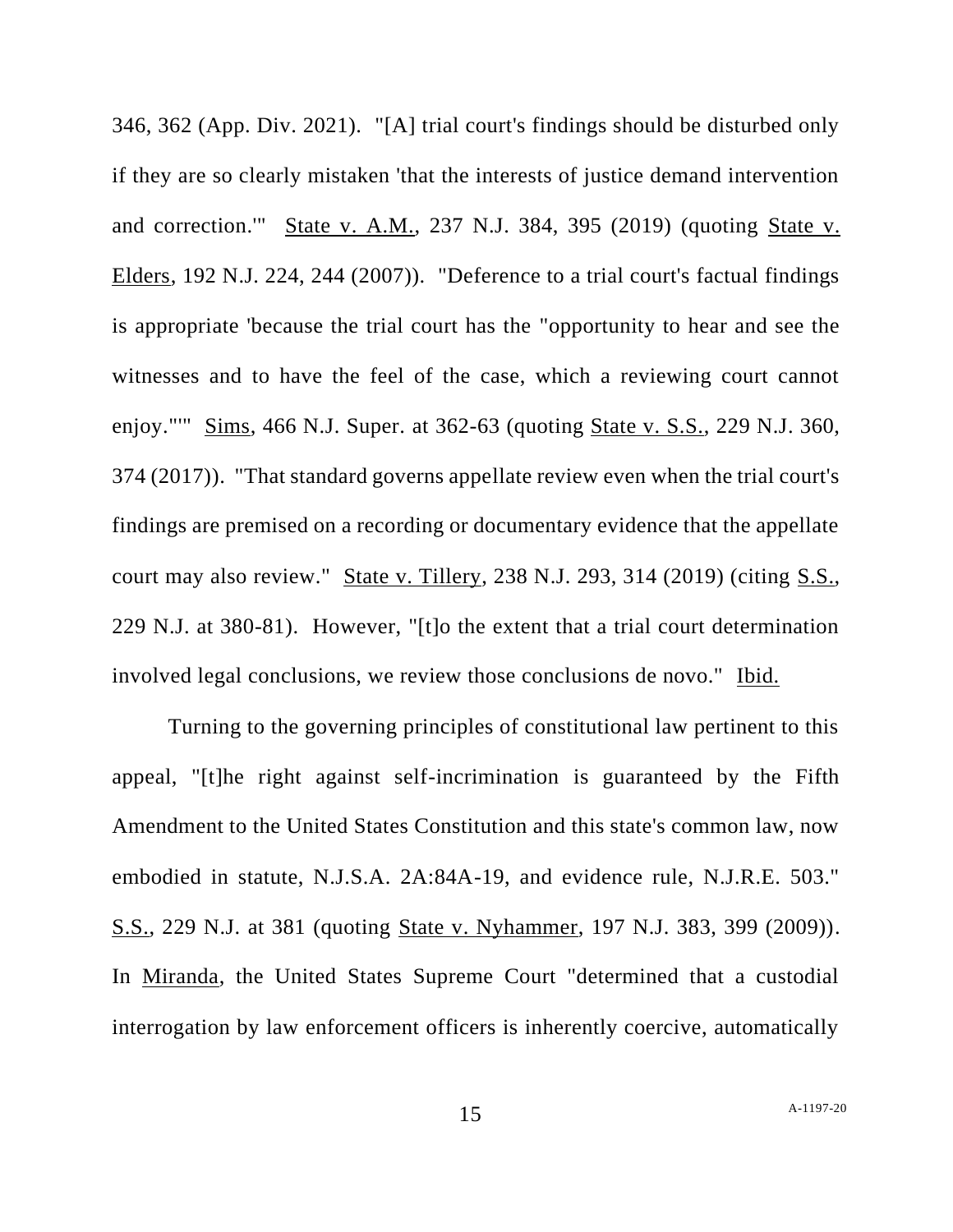346, 362 (App. Div. 2021). "[A] trial court's findings should be disturbed only if they are so clearly mistaken 'that the interests of justice demand intervention and correction.'" State v. A.M., 237 N.J. 384, 395 (2019) (quoting State v. Elders, 192 N.J. 224, 244 (2007)). "Deference to a trial court's factual findings is appropriate 'because the trial court has the "opportunity to hear and see the witnesses and to have the feel of the case, which a reviewing court cannot enjoy."'" Sims, 466 N.J. Super. at 362-63 (quoting State v. S.S., 229 N.J. 360, 374 (2017)). "That standard governs appellate review even when the trial court's findings are premised on a recording or documentary evidence that the appellate court may also review." State v. Tillery, 238 N.J. 293, 314 (2019) (citing S.S., 229 N.J. at 380-81). However, "[t]o the extent that a trial court determination involved legal conclusions, we review those conclusions de novo." Ibid.

Turning to the governing principles of constitutional law pertinent to this appeal, "[t]he right against self-incrimination is guaranteed by the Fifth Amendment to the United States Constitution and this state's common law, now embodied in statute, N.J.S.A. 2A:84A-19, and evidence rule, N.J.R.E. 503." S.S., 229 N.J. at 381 (quoting State v. Nyhammer, 197 N.J. 383, 399 (2009)). In Miranda, the United States Supreme Court "determined that a custodial interrogation by law enforcement officers is inherently coercive, automatically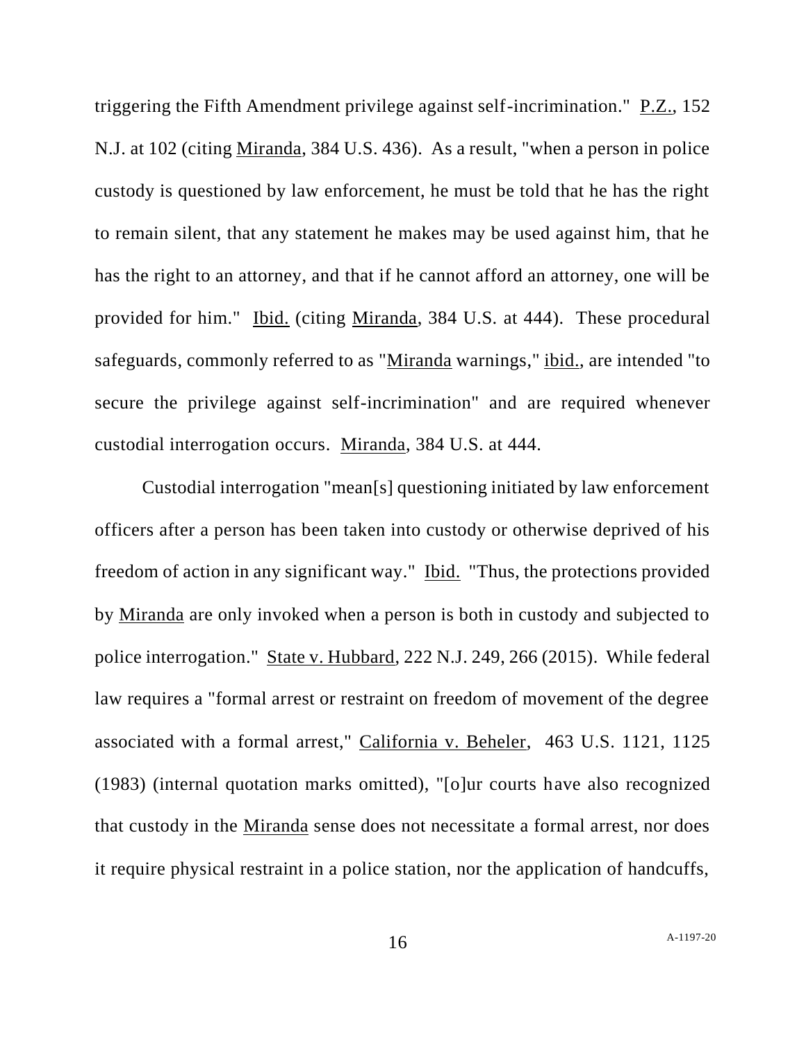triggering the Fifth Amendment privilege against self-incrimination." P.Z., 152 N.J. at 102 (citing Miranda, 384 U.S. 436). As a result, "when a person in police custody is questioned by law enforcement, he must be told that he has the right to remain silent, that any statement he makes may be used against him, that he has the right to an attorney, and that if he cannot afford an attorney, one will be provided for him." Ibid. (citing Miranda, 384 U.S. at 444). These procedural safeguards, commonly referred to as "Miranda warnings," ibid., are intended "to secure the privilege against self-incrimination" and are required whenever custodial interrogation occurs. Miranda, 384 U.S. at 444.

Custodial interrogation "mean[s] questioning initiated by law enforcement officers after a person has been taken into custody or otherwise deprived of his freedom of action in any significant way." Ibid. "Thus, the protections provided by Miranda are only invoked when a person is both in custody and subjected to police interrogation." State v. Hubbard, 222 N.J. 249, 266 (2015). While federal law requires a "formal arrest or restraint on freedom of movement of the degree associated with a formal arrest," California v. Beheler, 463 U.S. 1121, 1125 (1983) (internal quotation marks omitted), "[o]ur courts have also recognized that custody in the Miranda sense does not necessitate a formal arrest, nor does it require physical restraint in a police station, nor the application of handcuffs,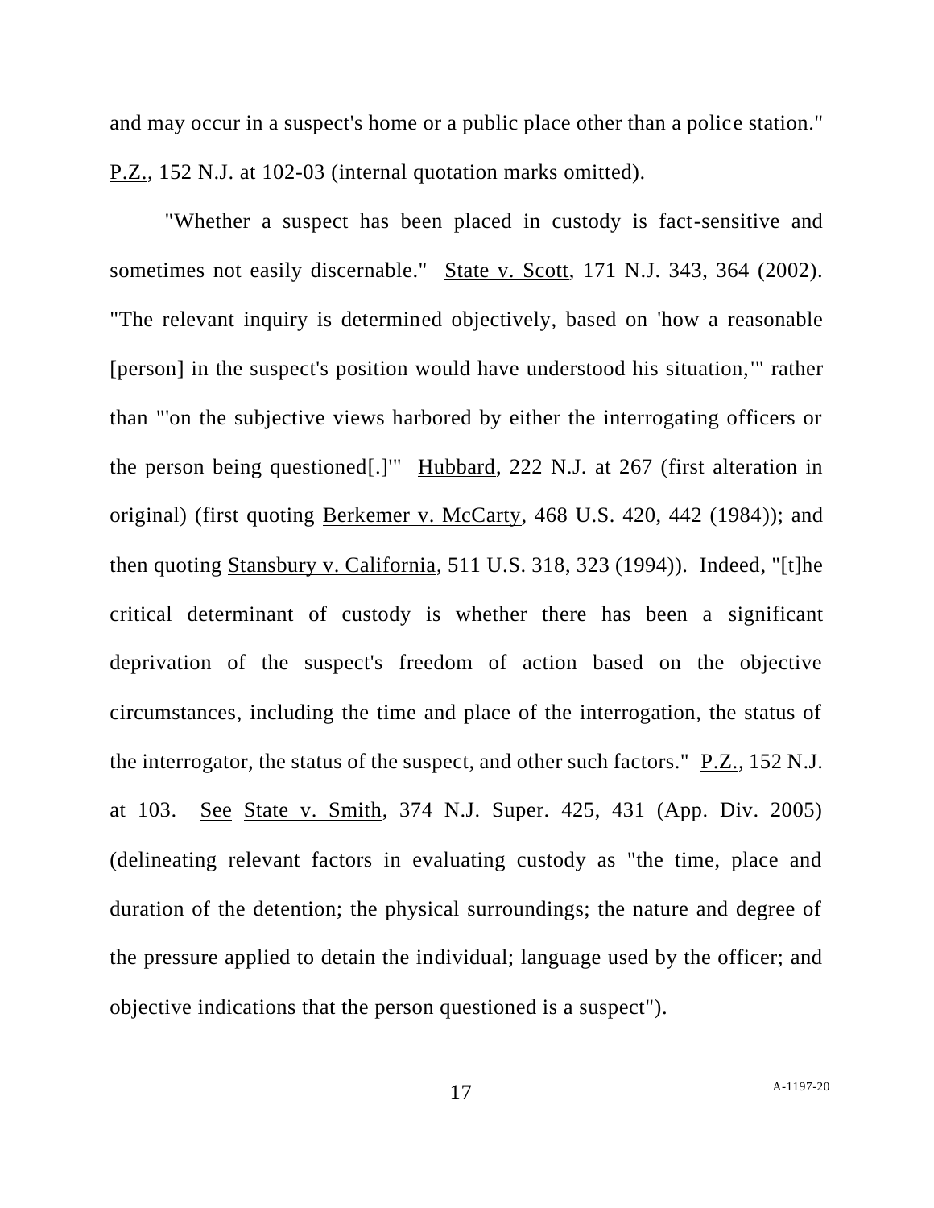and may occur in a suspect's home or a public place other than a police station." P.Z., 152 N.J. at 102-03 (internal quotation marks omitted).

"Whether a suspect has been placed in custody is fact-sensitive and sometimes not easily discernable." State v. Scott, 171 N.J. 343, 364 (2002). "The relevant inquiry is determined objectively, based on 'how a reasonable [person] in the suspect's position would have understood his situation,'" rather than "'on the subjective views harbored by either the interrogating officers or the person being questioned[.]'" Hubbard, 222 N.J. at 267 (first alteration in original) (first quoting Berkemer v. McCarty, 468 U.S. 420, 442 (1984)); and then quoting Stansbury v. California, 511 U.S. 318, 323 (1994)). Indeed, "[t]he critical determinant of custody is whether there has been a significant deprivation of the suspect's freedom of action based on the objective circumstances, including the time and place of the interrogation, the status of the interrogator, the status of the suspect, and other such factors." P.Z., 152 N.J. at 103. See State v. Smith, 374 N.J. Super. 425, 431 (App. Div. 2005) (delineating relevant factors in evaluating custody as "the time, place and duration of the detention; the physical surroundings; the nature and degree of the pressure applied to detain the individual; language used by the officer; and objective indications that the person questioned is a suspect").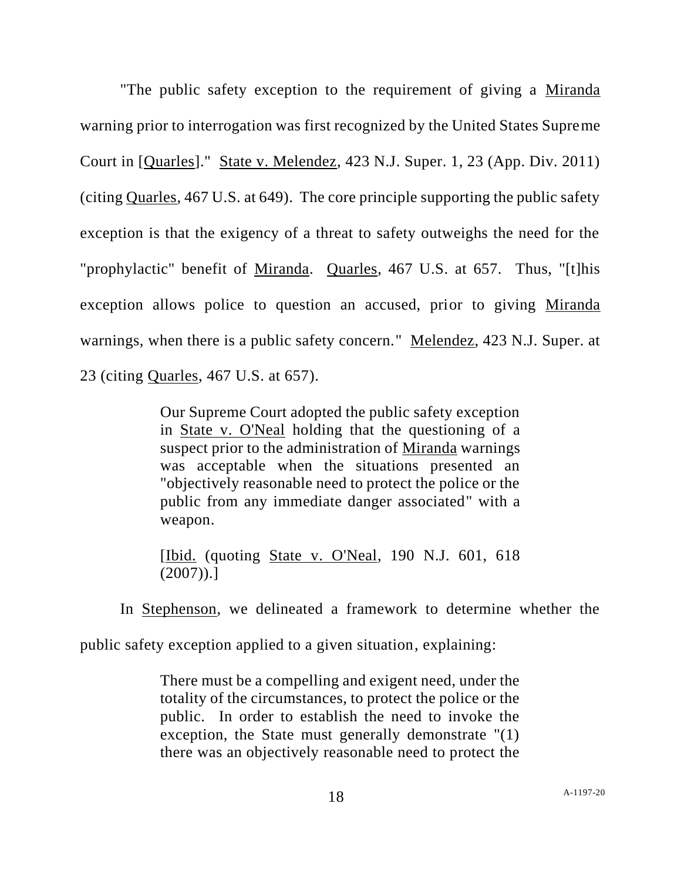"The public safety exception to the requirement of giving a Miranda warning prior to interrogation was first recognized by the United States Supreme Court in [Quarles]." State v. Melendez, 423 N.J. Super. 1, 23 (App. Div. 2011) (citing Quarles, 467 U.S. at 649). The core principle supporting the public safety exception is that the exigency of a threat to safety outweighs the need for the "prophylactic" benefit of Miranda. Quarles, 467 U.S. at 657. Thus, "[t]his exception allows police to question an accused, prior to giving Miranda warnings, when there is a public safety concern." Melendez, 423 N.J. Super. at 23 (citing Quarles, 467 U.S. at 657).

> Our Supreme Court adopted the public safety exception in State v. O'Neal holding that the questioning of a suspect prior to the administration of Miranda warnings was acceptable when the situations presented an "objectively reasonable need to protect the police or the public from any immediate danger associated" with a weapon.
>
> [Ibid. (quoting State v. O'Neal, 190 N.J. 601, 618 (2007)).]

In Stephenson, we delineated a framework to determine whether the public safety exception applied to a given situation, explaining:

> There must be a compelling and exigent need, under the totality of the circumstances, to protect the police or the public. In order to establish the need to invoke the exception, the State must generally demonstrate "(1) there was an objectively reasonable need to protect the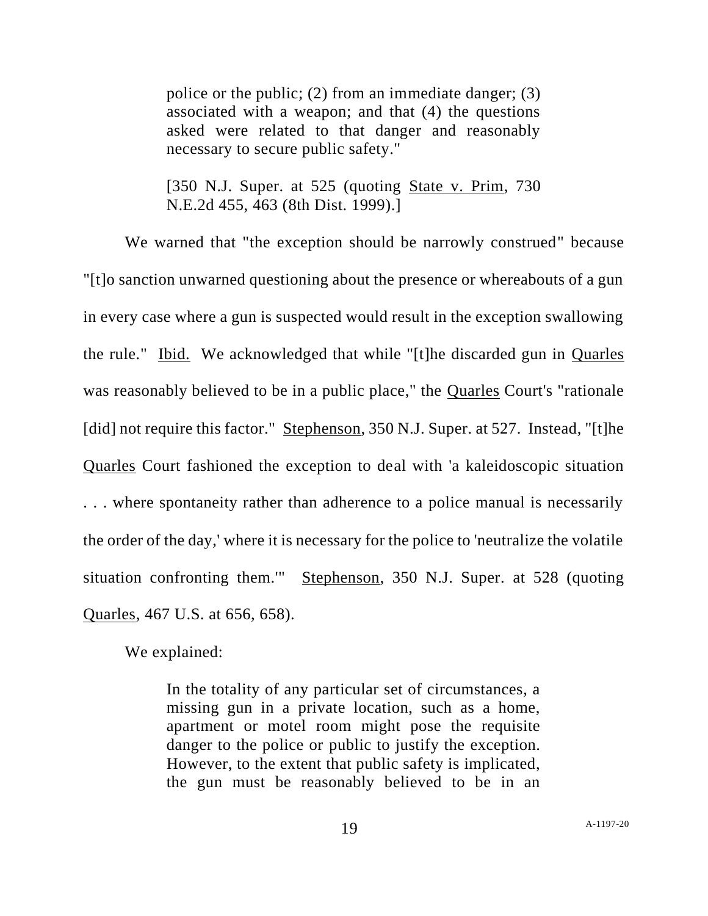> police or the public; (2) from an immediate danger; (3) associated with a weapon; and that (4) the questions asked were related to that danger and reasonably necessary to secure public safety."
>
> [350 N.J. Super. at 525 (quoting State v. Prim, 730 N.E.2d 455, 463 (8th Dist. 1999).]

We warned that "the exception should be narrowly construed" because "[t]o sanction unwarned questioning about the presence or whereabouts of a gun in every case where a gun is suspected would result in the exception swallowing the rule." Ibid. We acknowledged that while "[t]he discarded gun in Quarles was reasonably believed to be in a public place," the Quarles Court's "rationale [did] not require this factor." Stephenson, 350 N.J. Super. at 527. Instead, "[t]he Quarles Court fashioned the exception to deal with 'a kaleidoscopic situation . . . where spontaneity rather than adherence to a police manual is necessarily the order of the day,' where it is necessary for the police to 'neutralize the volatile situation confronting them.'" Stephenson, 350 N.J. Super. at 528 (quoting Quarles, 467 U.S. at 656, 658).

We explained:

> In the totality of any particular set of circumstances, a missing gun in a private location, such as a home, apartment or motel room might pose the requisite danger to the police or public to justify the exception. However, to the extent that public safety is implicated, the gun must be reasonably believed to be in an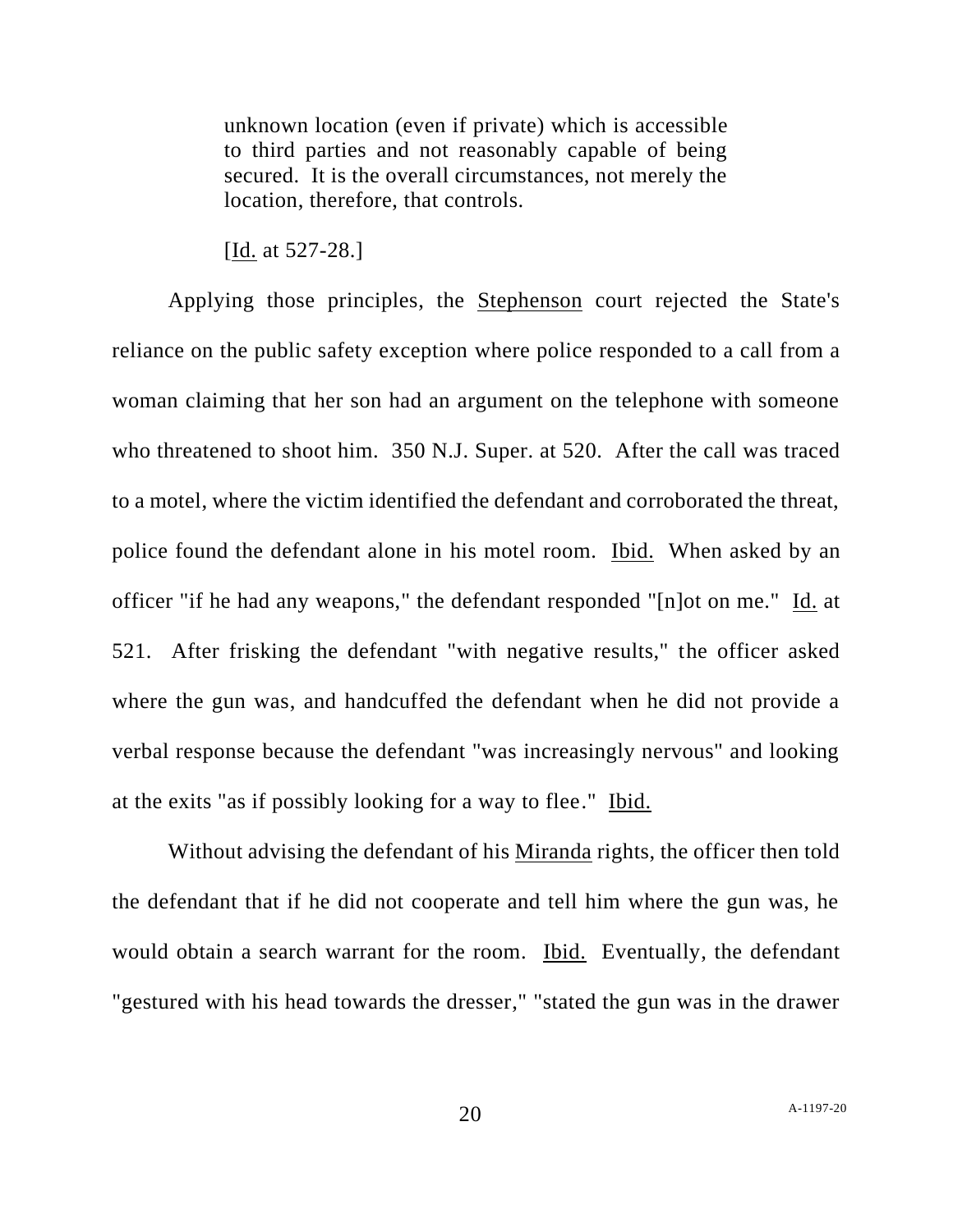> unknown location (even if private) which is accessible to third parties and not reasonably capable of being secured. It is the overall circumstances, not merely the location, therefore, that controls.
>
> [Id. at 527-28.]

Applying those principles, the Stephenson court rejected the State's reliance on the public safety exception where police responded to a call from a woman claiming that her son had an argument on the telephone with someone who threatened to shoot him. 350 N.J. Super. at 520. After the call was traced to a motel, where the victim identified the defendant and corroborated the threat, police found the defendant alone in his motel room. Ibid. When asked by an officer "if he had any weapons," the defendant responded "[n]ot on me." Id. at 521. After frisking the defendant "with negative results," the officer asked where the gun was, and handcuffed the defendant when he did not provide a verbal response because the defendant "was increasingly nervous" and looking at the exits "as if possibly looking for a way to flee." Ibid.

Without advising the defendant of his Miranda rights, the officer then told the defendant that if he did not cooperate and tell him where the gun was, he would obtain a search warrant for the room. Ibid. Eventually, the defendant "gestured with his head towards the dresser," "stated the gun was in the drawer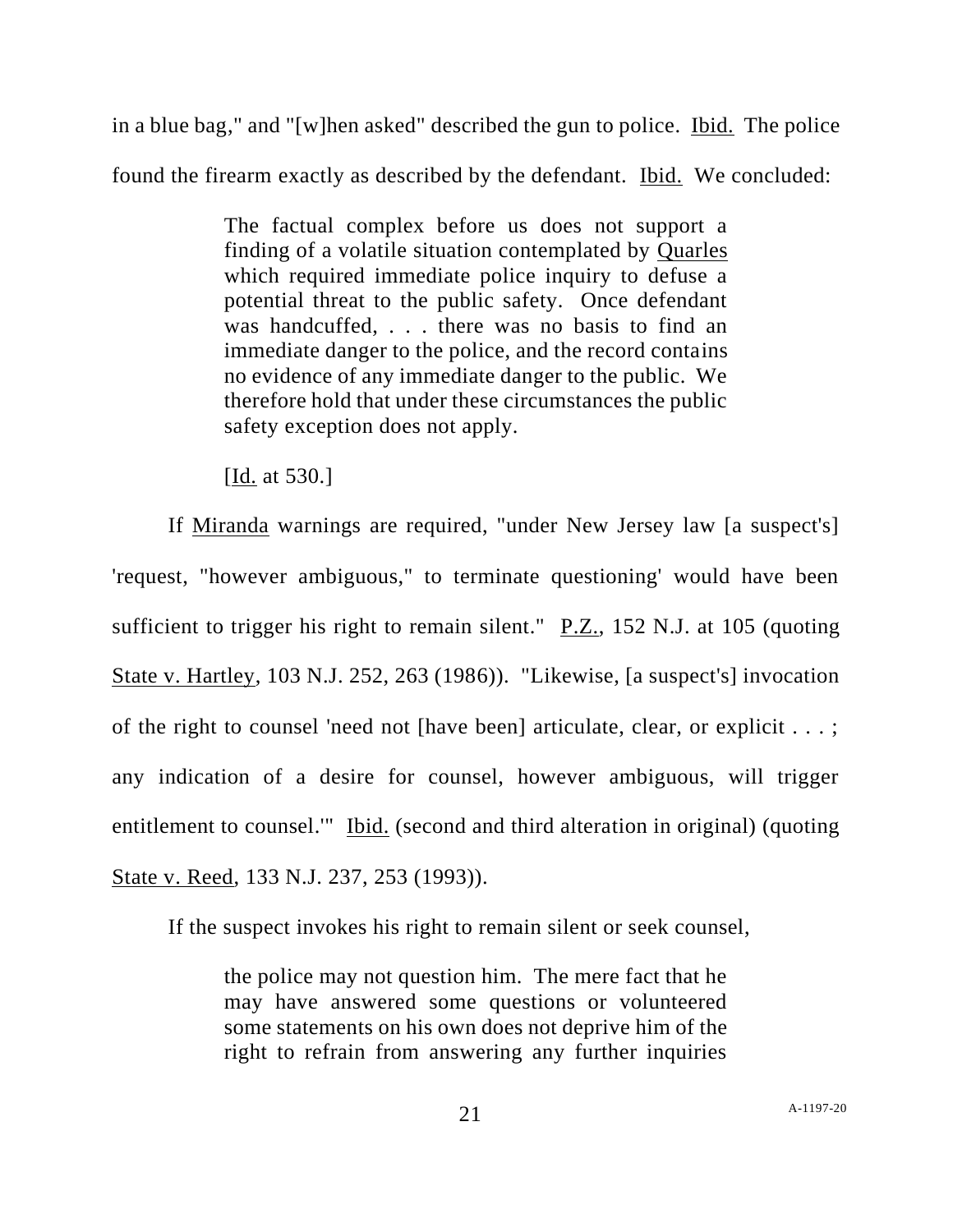in a blue bag," and "[w]hen asked" described the gun to police. Ibid. The police found the firearm exactly as described by the defendant. Ibid. We concluded:

> The factual complex before us does not support a finding of a volatile situation contemplated by Quarles which required immediate police inquiry to defuse a potential threat to the public safety. Once defendant was handcuffed, . . . there was no basis to find an immediate danger to the police, and the record contains no evidence of any immediate danger to the public. We therefore hold that under these circumstances the public safety exception does not apply.
>
> [Id. at 530.]

If Miranda warnings are required, "under New Jersey law [a suspect's] 'request, "however ambiguous," to terminate questioning' would have been sufficient to trigger his right to remain silent." P.Z., 152 N.J. at 105 (quoting State v. Hartley, 103 N.J. 252, 263 (1986)). "Likewise, [a suspect's] invocation of the right to counsel 'need not [have been] articulate, clear, or explicit . . . ; any indication of a desire for counsel, however ambiguous, will trigger entitlement to counsel.'" Ibid. (second and third alteration in original) (quoting State v. Reed, 133 N.J. 237, 253 (1993)).

If the suspect invokes his right to remain silent or seek counsel,

> the police may not question him. The mere fact that he may have answered some questions or volunteered some statements on his own does not deprive him of the right to refrain from answering any further inquiries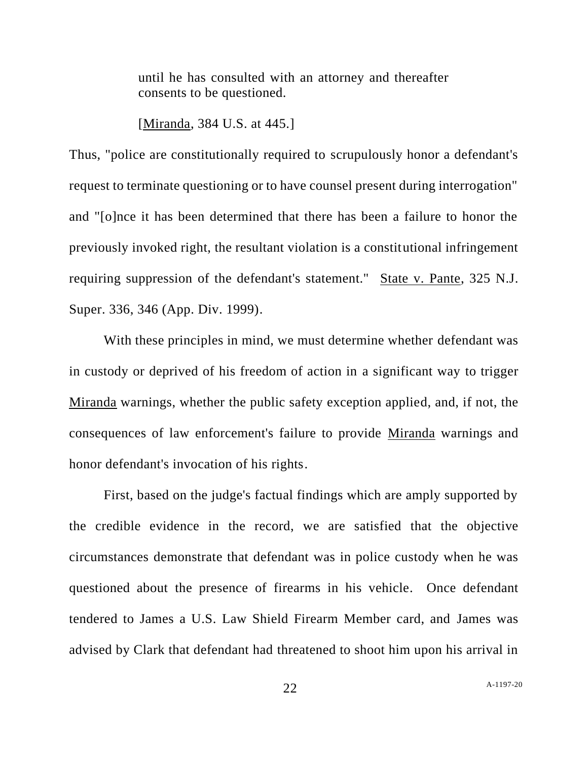> until he has consulted with an attorney and thereafter consents to be questioned.
>
> [Miranda, 384 U.S. at 445.]

Thus, "police are constitutionally required to scrupulously honor a defendant's request to terminate questioning or to have counsel present during interrogation" and "[o]nce it has been determined that there has been a failure to honor the previously invoked right, the resultant violation is a constitutional infringement requiring suppression of the defendant's statement." State v. Pante, 325 N.J. Super. 336, 346 (App. Div. 1999).

With these principles in mind, we must determine whether defendant was in custody or deprived of his freedom of action in a significant way to trigger Miranda warnings, whether the public safety exception applied, and, if not, the consequences of law enforcement's failure to provide Miranda warnings and honor defendant's invocation of his rights.

First, based on the judge's factual findings which are amply supported by the credible evidence in the record, we are satisfied that the objective circumstances demonstrate that defendant was in police custody when he was questioned about the presence of firearms in his vehicle. Once defendant tendered to James a U.S. Law Shield Firearm Member card, and James was advised by Clark that defendant had threatened to shoot him upon his arrival in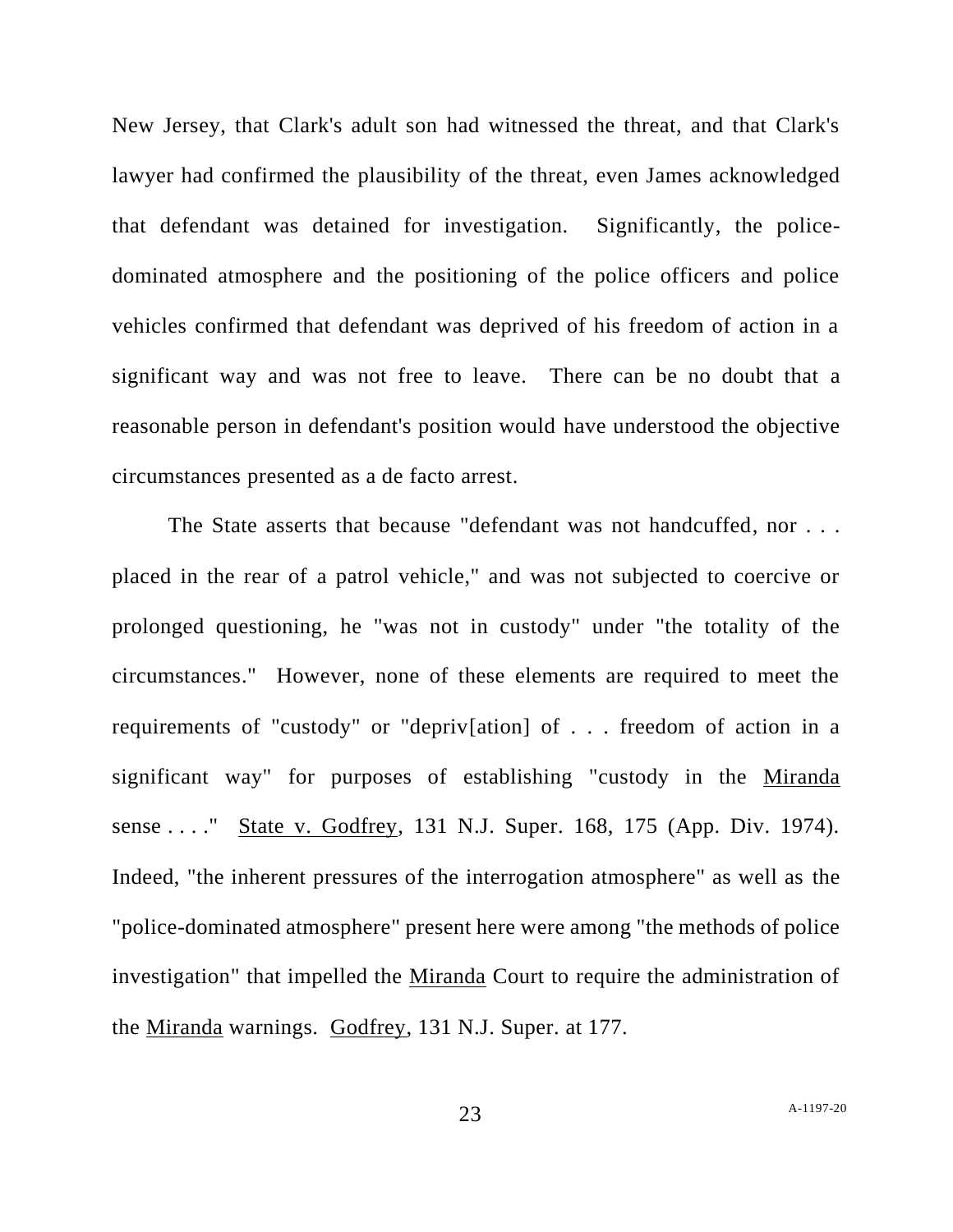New Jersey, that Clark's adult son had witnessed the threat, and that Clark's lawyer had confirmed the plausibility of the threat, even James acknowledged that defendant was detained for investigation. Significantly, the police-dominated atmosphere and the positioning of the police officers and police vehicles confirmed that defendant was deprived of his freedom of action in a significant way and was not free to leave. There can be no doubt that a reasonable person in defendant's position would have understood the objective circumstances presented as a de facto arrest.

The State asserts that because "defendant was not handcuffed, nor . . . placed in the rear of a patrol vehicle," and was not subjected to coercive or prolonged questioning, he "was not in custody" under "the totality of the circumstances." However, none of these elements are required to meet the requirements of "custody" or "depriv[ation] of . . . freedom of action in a significant way" for purposes of establishing "custody in the Miranda sense . . . ." State v. Godfrey, 131 N.J. Super. 168, 175 (App. Div. 1974). Indeed, "the inherent pressures of the interrogation atmosphere" as well as the "police-dominated atmosphere" present here were among "the methods of police investigation" that impelled the Miranda Court to require the administration of the Miranda warnings. Godfrey, 131 N.J. Super. at 177.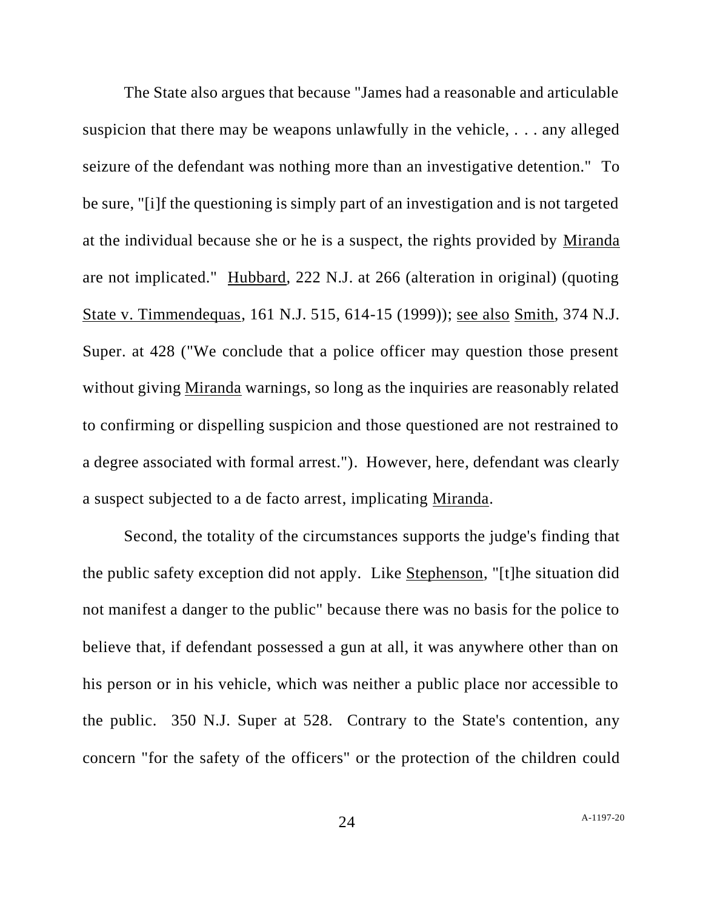The State also argues that because "James had a reasonable and articulable suspicion that there may be weapons unlawfully in the vehicle, . . . any alleged seizure of the defendant was nothing more than an investigative detention." To be sure, "[i]f the questioning is simply part of an investigation and is not targeted at the individual because she or he is a suspect, the rights provided by Miranda are not implicated." Hubbard, 222 N.J. at 266 (alteration in original) (quoting State v. Timmendequas, 161 N.J. 515, 614-15 (1999)); see also Smith, 374 N.J. Super. at 428 ("We conclude that a police officer may question those present without giving Miranda warnings, so long as the inquiries are reasonably related to confirming or dispelling suspicion and those questioned are not restrained to a degree associated with formal arrest."). However, here, defendant was clearly a suspect subjected to a de facto arrest, implicating Miranda.

Second, the totality of the circumstances supports the judge's finding that the public safety exception did not apply. Like Stephenson, "[t]he situation did not manifest a danger to the public" because there was no basis for the police to believe that, if defendant possessed a gun at all, it was anywhere other than on his person or in his vehicle, which was neither a public place nor accessible to the public. 350 N.J. Super at 528. Contrary to the State's contention, any concern "for the safety of the officers" or the protection of the children could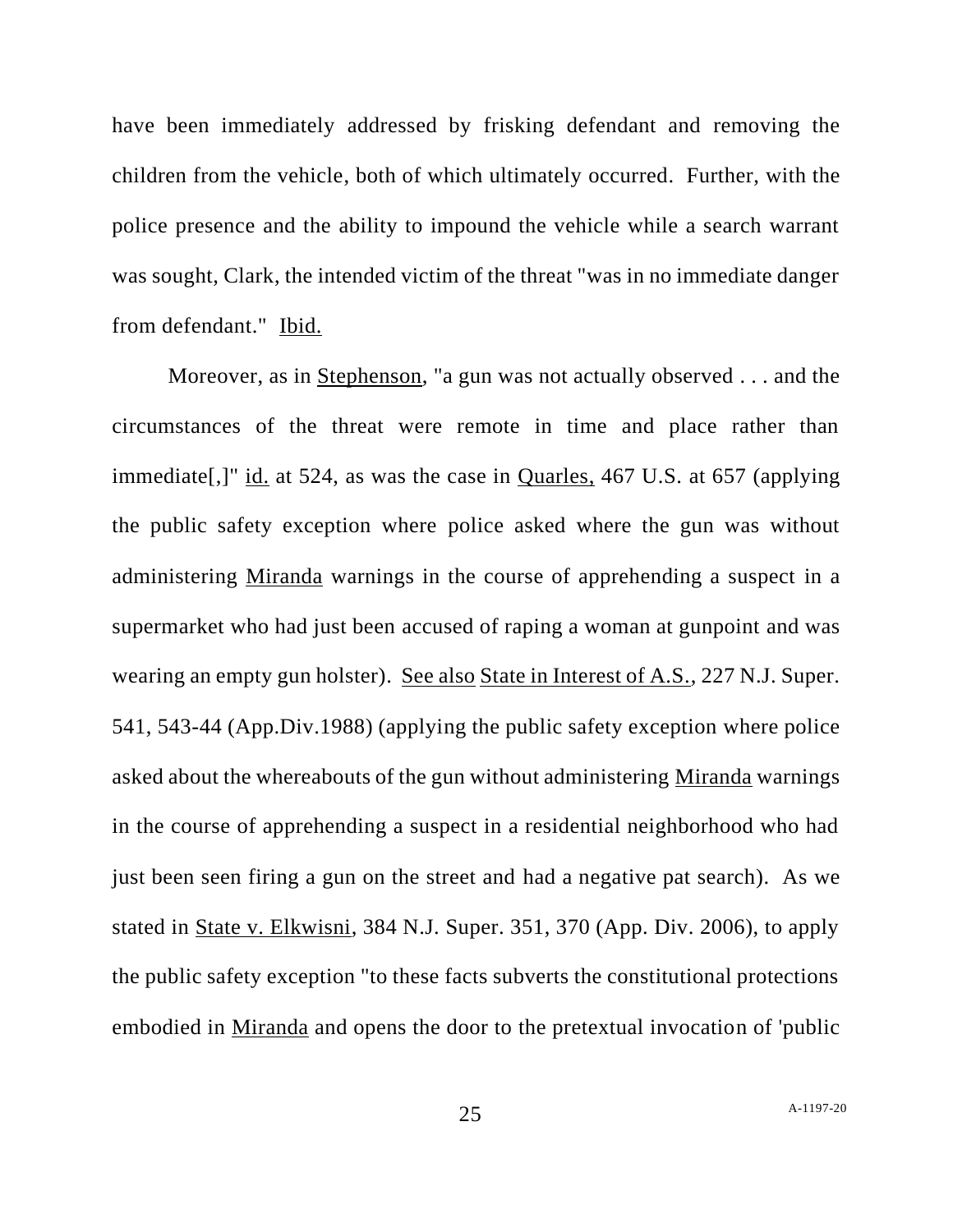have been immediately addressed by frisking defendant and removing the children from the vehicle, both of which ultimately occurred. Further, with the police presence and the ability to impound the vehicle while a search warrant was sought, Clark, the intended victim of the threat "was in no immediate danger from defendant." Ibid.

Moreover, as in Stephenson, "a gun was not actually observed . . . and the circumstances of the threat were remote in time and place rather than immediate[,]" id. at 524, as was the case in Quarles, 467 U.S. at 657 (applying the public safety exception where police asked where the gun was without administering Miranda warnings in the course of apprehending a suspect in a supermarket who had just been accused of raping a woman at gunpoint and was wearing an empty gun holster). See also State in Interest of A.S., 227 N.J. Super. 541, 543-44 (App.Div.1988) (applying the public safety exception where police asked about the whereabouts of the gun without administering Miranda warnings in the course of apprehending a suspect in a residential neighborhood who had just been seen firing a gun on the street and had a negative pat search). As we stated in State v. Elkwisni, 384 N.J. Super. 351, 370 (App. Div. 2006), to apply the public safety exception "to these facts subverts the constitutional protections embodied in Miranda and opens the door to the pretextual invocation of 'public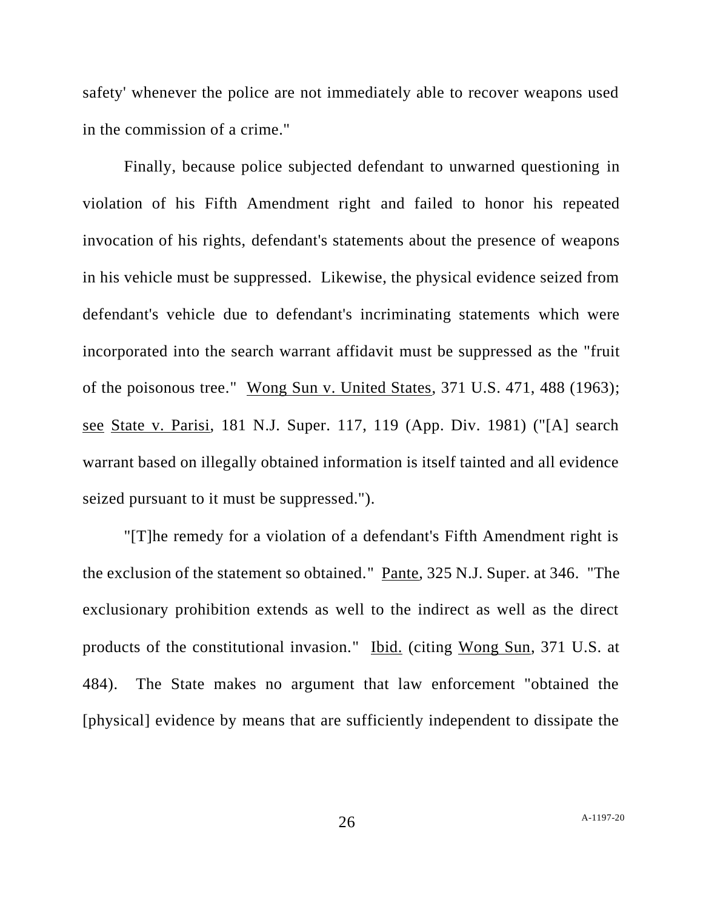safety' whenever the police are not immediately able to recover weapons used in the commission of a crime."

Finally, because police subjected defendant to unwarned questioning in violation of his Fifth Amendment right and failed to honor his repeated invocation of his rights, defendant's statements about the presence of weapons in his vehicle must be suppressed. Likewise, the physical evidence seized from defendant's vehicle due to defendant's incriminating statements which were incorporated into the search warrant affidavit must be suppressed as the "fruit of the poisonous tree." Wong Sun v. United States, 371 U.S. 471, 488 (1963); see State v. Parisi, 181 N.J. Super. 117, 119 (App. Div. 1981) ("[A] search warrant based on illegally obtained information is itself tainted and all evidence seized pursuant to it must be suppressed.").

"[T]he remedy for a violation of a defendant's Fifth Amendment right is the exclusion of the statement so obtained." Pante, 325 N.J. Super. at 346. "The exclusionary prohibition extends as well to the indirect as well as the direct products of the constitutional invasion." Ibid. (citing Wong Sun, 371 U.S. at 484). The State makes no argument that law enforcement "obtained the [physical] evidence by means that are sufficiently independent to dissipate the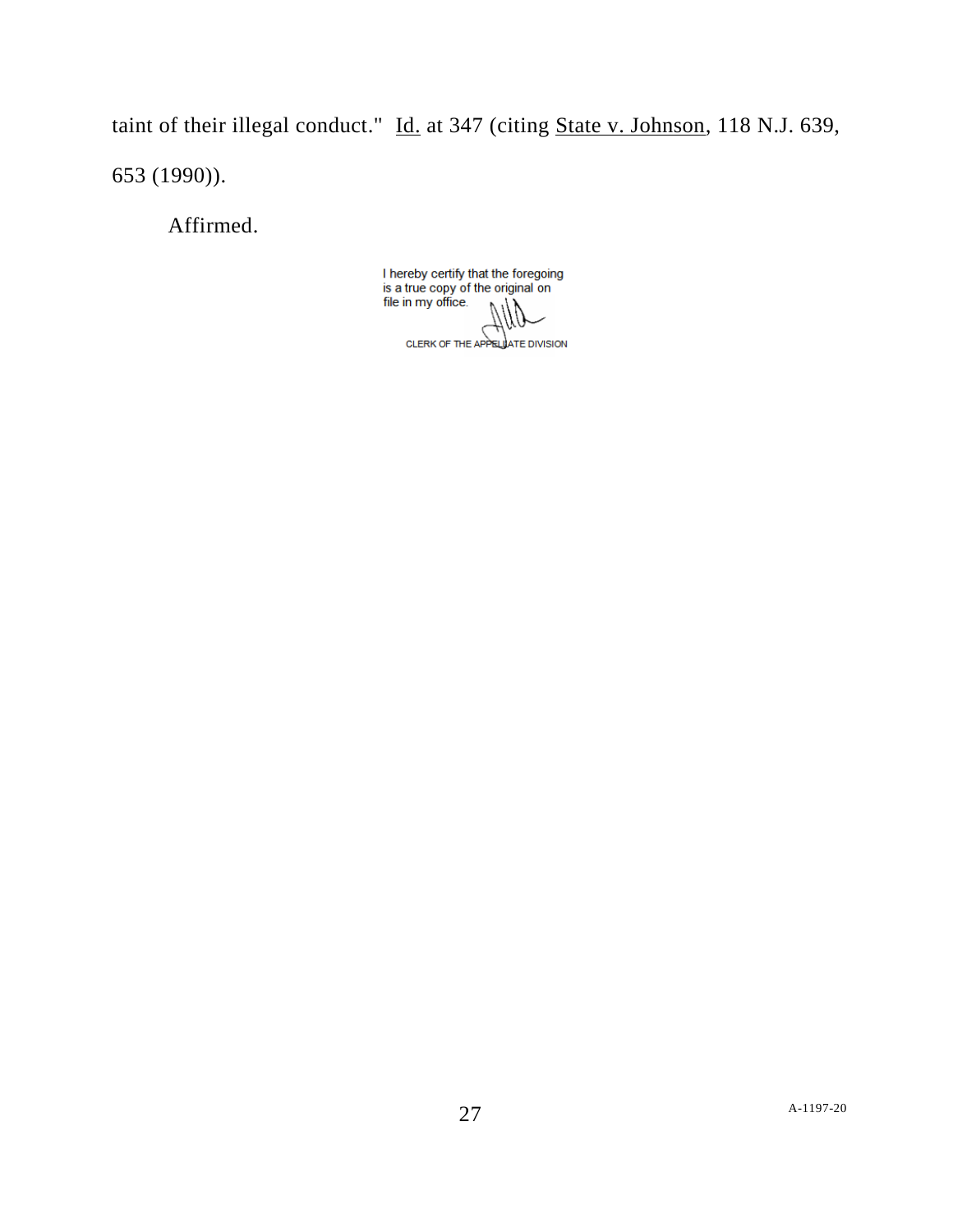taint of their illegal conduct." Id. at 347 (citing State v. Johnson, 118 N.J. 639, 653 (1990)).

Affirmed.

I hereby certify that the foregoing is a true copy of the original on file in my office.

CLERK OF THE APPELLATE DIVISION